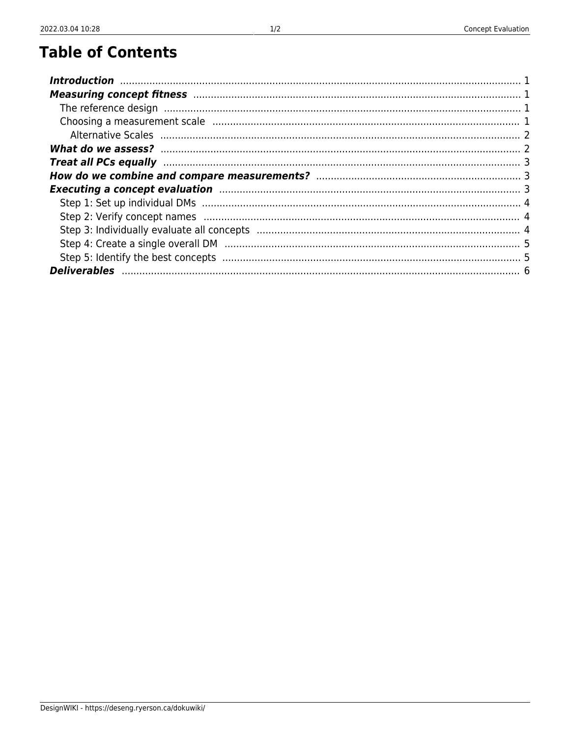# Table of Contents

- ***Introduction*** ..... 1
- ***Measuring concept fitness*** ..... 1
  - The reference design ..... 1
  - Choosing a measurement scale ..... 1
    - Alternative Scales ..... 2
- ***What do we assess?*** ..... 2
- ***Treat all PCs equally*** ..... 3
- ***How do we combine and compare measurements?*** ..... 3
- ***Executing a concept evaluation*** ..... 3
  - Step 1: Set up individual DMs ..... 4
  - Step 2: Verify concept names ..... 4
  - Step 3: Individually evaluate all concepts ..... 4
  - Step 4: Create a single overall DM ..... 5
  - Step 5: Identify the best concepts ..... 5
- ***Deliverables*** ..... 6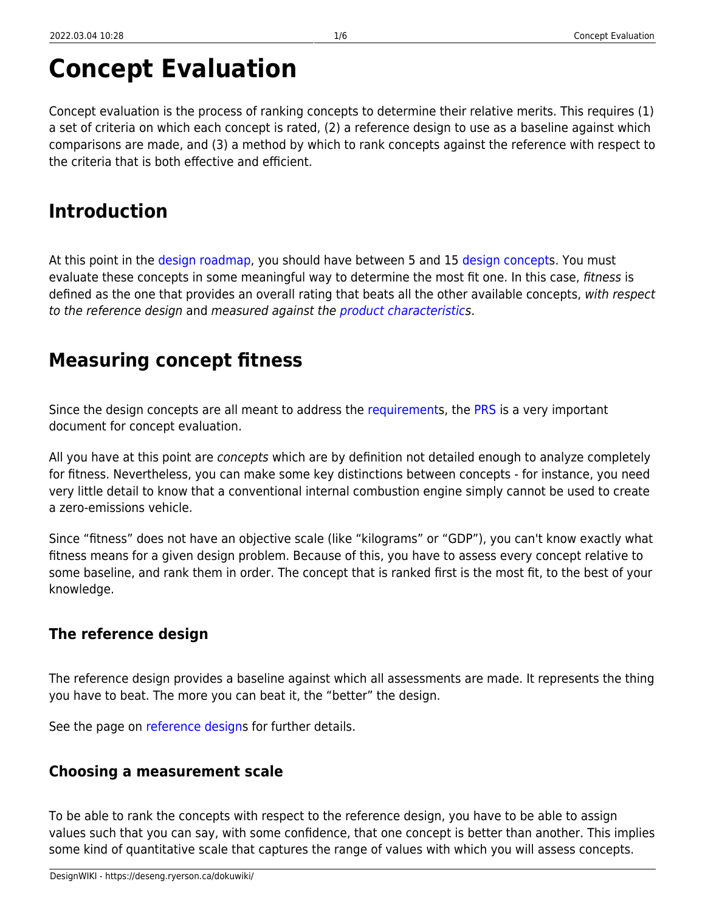# Concept Evaluation

Concept evaluation is the process of ranking concepts to determine their relative merits. This requires (1) a set of criteria on which each concept is rated, (2) a reference design to use as a baseline against which comparisons are made, and (3) a method by which to rank concepts against the reference with respect to the criteria that is both effective and efficient.

## Introduction

At this point in the design roadmap, you should have between 5 and 15 design concepts. You must evaluate these concepts in some meaningful way to determine the most fit one. In this case, *fitness* is defined as the one that provides an overall rating that beats all the other available concepts, *with respect to the reference design* and *measured against the product characteristics*.

## Measuring concept fitness

Since the design concepts are all meant to address the requirements, the PRS is a very important document for concept evaluation.

All you have at this point are *concepts* which are by definition not detailed enough to analyze completely for fitness. Nevertheless, you can make some key distinctions between concepts - for instance, you need very little detail to know that a conventional internal combustion engine simply cannot be used to create a zero-emissions vehicle.

Since "fitness" does not have an objective scale (like "kilograms" or "GDP"), you can't know exactly what fitness means for a given design problem. Because of this, you have to assess every concept relative to some baseline, and rank them in order. The concept that is ranked first is the most fit, to the best of your knowledge.

### The reference design

The reference design provides a baseline against which all assessments are made. It represents the thing you have to beat. The more you can beat it, the "better" the design.

See the page on reference designs for further details.

### Choosing a measurement scale

To be able to rank the concepts with respect to the reference design, you have to be able to assign values such that you can say, with some confidence, that one concept is better than another. This implies some kind of quantitative scale that captures the range of values with which you will assess concepts.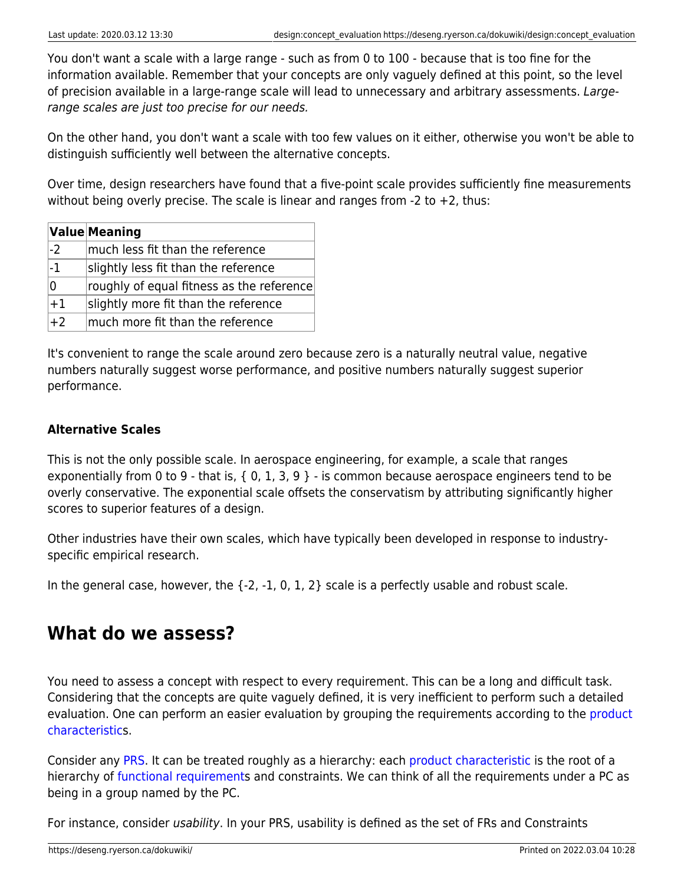You don't want a scale with a large range - such as from 0 to 100 - because that is too fine for the information available. Remember that your concepts are only vaguely defined at this point, so the level of precision available in a large-range scale will lead to unnecessary and arbitrary assessments. *Large-range scales are just too precise for our needs.*

On the other hand, you don't want a scale with too few values on it either, otherwise you won't be able to distinguish sufficiently well between the alternative concepts.

Over time, design researchers have found that a five-point scale provides sufficiently fine measurements without being overly precise. The scale is linear and ranges from -2 to +2, thus:

| Value | Meaning |
|---|---|
| -2 | much less fit than the reference |
| -1 | slightly less fit than the reference |
| 0 | roughly of equal fitness as the reference |
| +1 | slightly more fit than the reference |
| +2 | much more fit than the reference |

It's convenient to range the scale around zero because zero is a naturally neutral value, negative numbers naturally suggest worse performance, and positive numbers naturally suggest superior performance.

#### Alternative Scales

This is not the only possible scale. In aerospace engineering, for example, a scale that ranges exponentially from 0 to 9 - that is, { 0, 1, 3, 9 } - is common because aerospace engineers tend to be overly conservative. The exponential scale offsets the conservatism by attributing significantly higher scores to superior features of a design.

Other industries have their own scales, which have typically been developed in response to industry-specific empirical research.

In the general case, however, the {-2, -1, 0, 1, 2} scale is a perfectly usable and robust scale.

## What do we assess?

You need to assess a concept with respect to every requirement. This can be a long and difficult task. Considering that the concepts are quite vaguely defined, it is very inefficient to perform such a detailed evaluation. One can perform an easier evaluation by grouping the requirements according to the product characteristics.

Consider any PRS. It can be treated roughly as a hierarchy: each product characteristic is the root of a hierarchy of functional requirements and constraints. We can think of all the requirements under a PC as being in a group named by the PC.

For instance, consider *usability*. In your PRS, usability is defined as the set of FRs and Constraints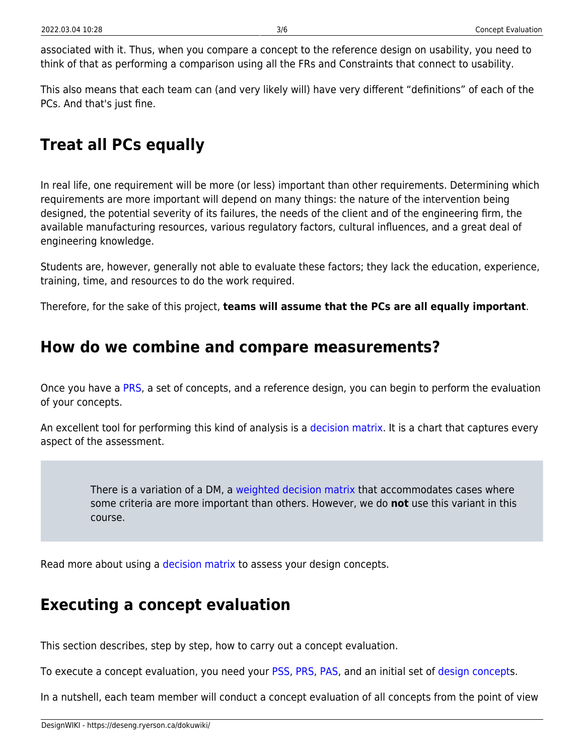associated with it. Thus, when you compare a concept to the reference design on usability, you need to think of that as performing a comparison using all the FRs and Constraints that connect to usability.

This also means that each team can (and very likely will) have very different “definitions” of each of the PCs. And that's just fine.

## Treat all PCs equally

In real life, one requirement will be more (or less) important than other requirements. Determining which requirements are more important will depend on many things: the nature of the intervention being designed, the potential severity of its failures, the needs of the client and of the engineering firm, the available manufacturing resources, various regulatory factors, cultural influences, and a great deal of engineering knowledge.

Students are, however, generally not able to evaluate these factors; they lack the education, experience, training, time, and resources to do the work required.

Therefore, for the sake of this project, **teams will assume that the PCs are all equally important**.

## How do we combine and compare measurements?

Once you have a PRS, a set of concepts, and a reference design, you can begin to perform the evaluation of your concepts.

An excellent tool for performing this kind of analysis is a decision matrix. It is a chart that captures every aspect of the assessment.

> There is a variation of a DM, a weighted decision matrix that accommodates cases where some criteria are more important than others. However, we do **not** use this variant in this course.

Read more about using a decision matrix to assess your design concepts.

## Executing a concept evaluation

This section describes, step by step, how to carry out a concept evaluation.

To execute a concept evaluation, you need your PSS, PRS, PAS, and an initial set of design concepts.

In a nutshell, each team member will conduct a concept evaluation of all concepts from the point of view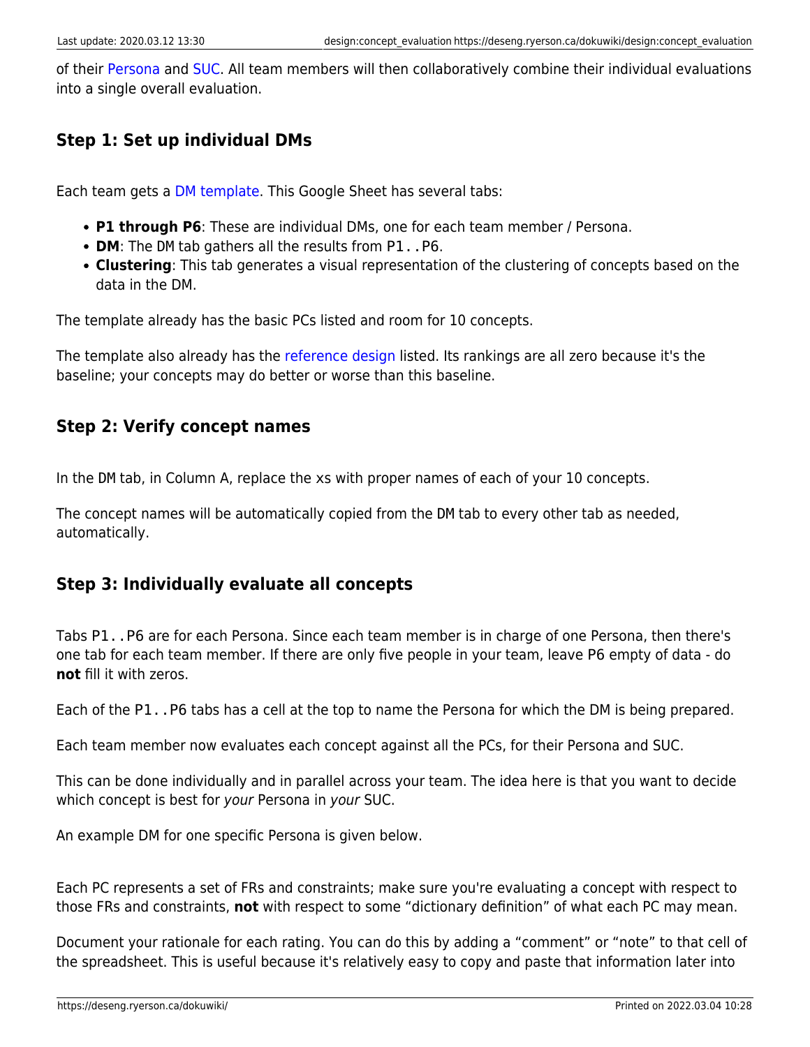of their Persona and SUC. All team members will then collaboratively combine their individual evaluations into a single overall evaluation.

### Step 1: Set up individual DMs

Each team gets a DM template. This Google Sheet has several tabs:

- **P1 through P6**: These are individual DMs, one for each team member / Persona.
- **DM**: The DM tab gathers all the results from `P1..P6`.
- **Clustering**: This tab generates a visual representation of the clustering of concepts based on the data in the DM.

The template already has the basic PCs listed and room for 10 concepts.

The template also already has the reference design listed. Its rankings are all zero because it's the baseline; your concepts may do better or worse than this baseline.

### Step 2: Verify concept names

In the DM tab, in Column A, replace the xs with proper names of each of your 10 concepts.

The concept names will be automatically copied from the DM tab to every other tab as needed, automatically.

### Step 3: Individually evaluate all concepts

Tabs `P1..P6` are for each Persona. Since each team member is in charge of one Persona, then there's one tab for each team member. If there are only five people in your team, leave P6 empty of data - do **not** fill it with zeros.

Each of the `P1..P6` tabs has a cell at the top to name the Persona for which the DM is being prepared.

Each team member now evaluates each concept against all the PCs, for their Persona and SUC.

This can be done individually and in parallel across your team. The idea here is that you want to decide which concept is best for *your* Persona in *your* SUC.

An example DM for one specific Persona is given below.

Each PC represents a set of FRs and constraints; make sure you're evaluating a concept with respect to those FRs and constraints, **not** with respect to some "dictionary definition" of what each PC may mean.

Document your rationale for each rating. You can do this by adding a "comment" or "note" to that cell of the spreadsheet. This is useful because it's relatively easy to copy and paste that information later into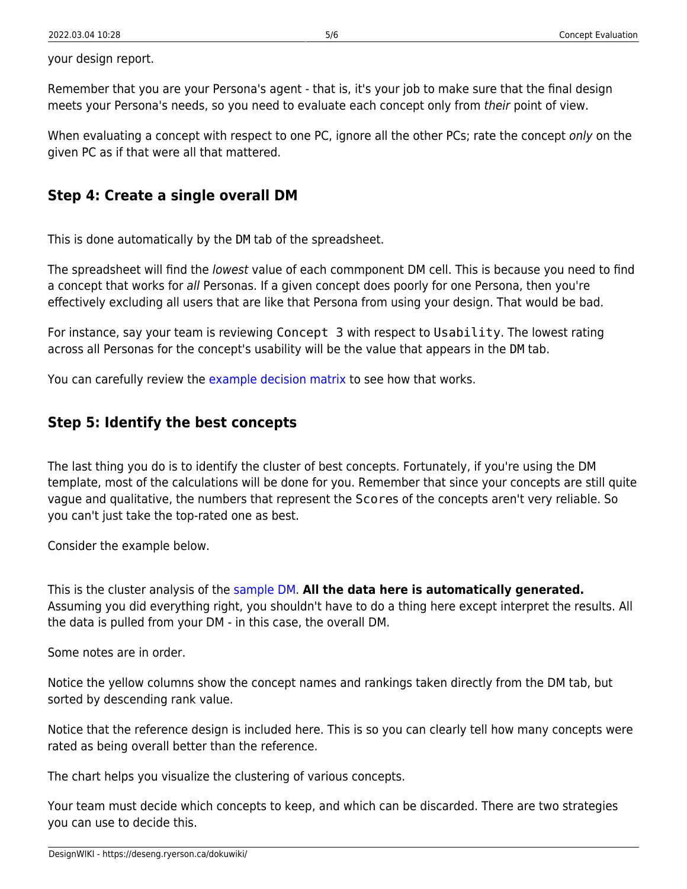your design report.

Remember that you are your Persona's agent - that is, it's your job to make sure that the final design meets your Persona's needs, so you need to evaluate each concept only from *their* point of view.

When evaluating a concept with respect to one PC, ignore all the other PCs; rate the concept *only* on the given PC as if that were all that mattered.

### Step 4: Create a single overall DM

This is done automatically by the `DM` tab of the spreadsheet.

The spreadsheet will find the *lowest* value of each commponent DM cell. This is because you need to find a concept that works for *all* Personas. If a given concept does poorly for one Persona, then you're effectively excluding all users that are like that Persona from using your design. That would be bad.

For instance, say your team is reviewing `Concept 3` with respect to `Usability`. The lowest rating across all Personas for the concept's usability will be the value that appears in the `DM` tab.

You can carefully review the example decision matrix to see how that works.

### Step 5: Identify the best concepts

The last thing you do is to identify the cluster of best concepts. Fortunately, if you're using the DM template, most of the calculations will be done for you. Remember that since your concepts are still quite vague and qualitative, the numbers that represent the `Scores` of the concepts aren't very reliable. So you can't just take the top-rated one as best.

Consider the example below.

This is the cluster analysis of the sample DM. **All the data here is automatically generated.** Assuming you did everything right, you shouldn't have to do a thing here except interpret the results. All the data is pulled from your DM - in this case, the overall DM.

Some notes are in order.

Notice the yellow columns show the concept names and rankings taken directly from the DM tab, but sorted by descending rank value.

Notice that the reference design is included here. This is so you can clearly tell how many concepts were rated as being overall better than the reference.

The chart helps you visualize the clustering of various concepts.

Your team must decide which concepts to keep, and which can be discarded. There are two strategies you can use to decide this.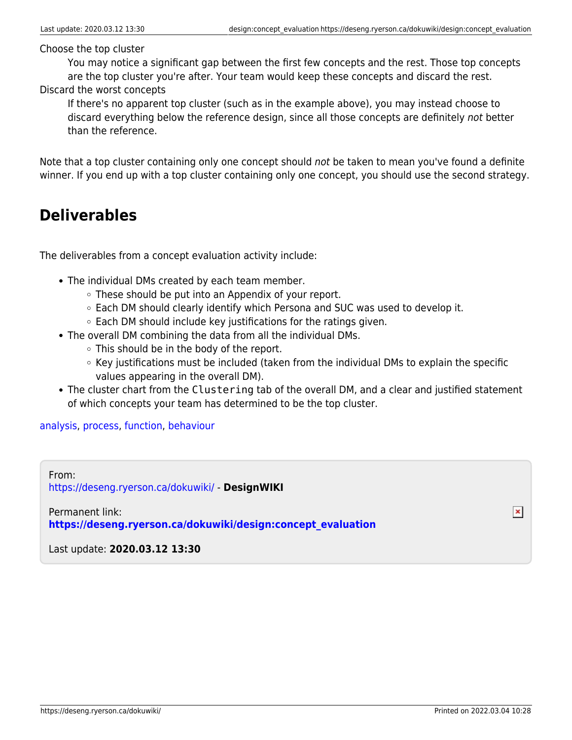Choose the top cluster
: You may notice a significant gap between the first few concepts and the rest. Those top concepts are the top cluster you're after. Your team would keep these concepts and discard the rest.

Discard the worst concepts
: If there's no apparent top cluster (such as in the example above), you may instead choose to discard everything below the reference design, since all those concepts are definitely *not* better than the reference.

Note that a top cluster containing only one concept should *not* be taken to mean you've found a definite winner. If you end up with a top cluster containing only one concept, you should use the second strategy.

## Deliverables

The deliverables from a concept evaluation activity include:

- The individual DMs created by each team member.
  - These should be put into an Appendix of your report.
  - Each DM should clearly identify which Persona and SUC was used to develop it.
  - Each DM should include key justifications for the ratings given.
- The overall DM combining the data from all the individual DMs.
  - This should be in the body of the report.
  - Key justifications must be included (taken from the individual DMs to explain the specific values appearing in the overall DM).
- The cluster chart from the `Clustering` tab of the overall DM, and a clear and justified statement of which concepts your team has determined to be the top cluster.

analysis, process, function, behaviour

From:
https://deseng.ryerson.ca/dokuwiki/ - **DesignWIKI**

Permanent link:
**https://deseng.ryerson.ca/dokuwiki/design:concept_evaluation**

Last update: **2020.03.12 13:30**